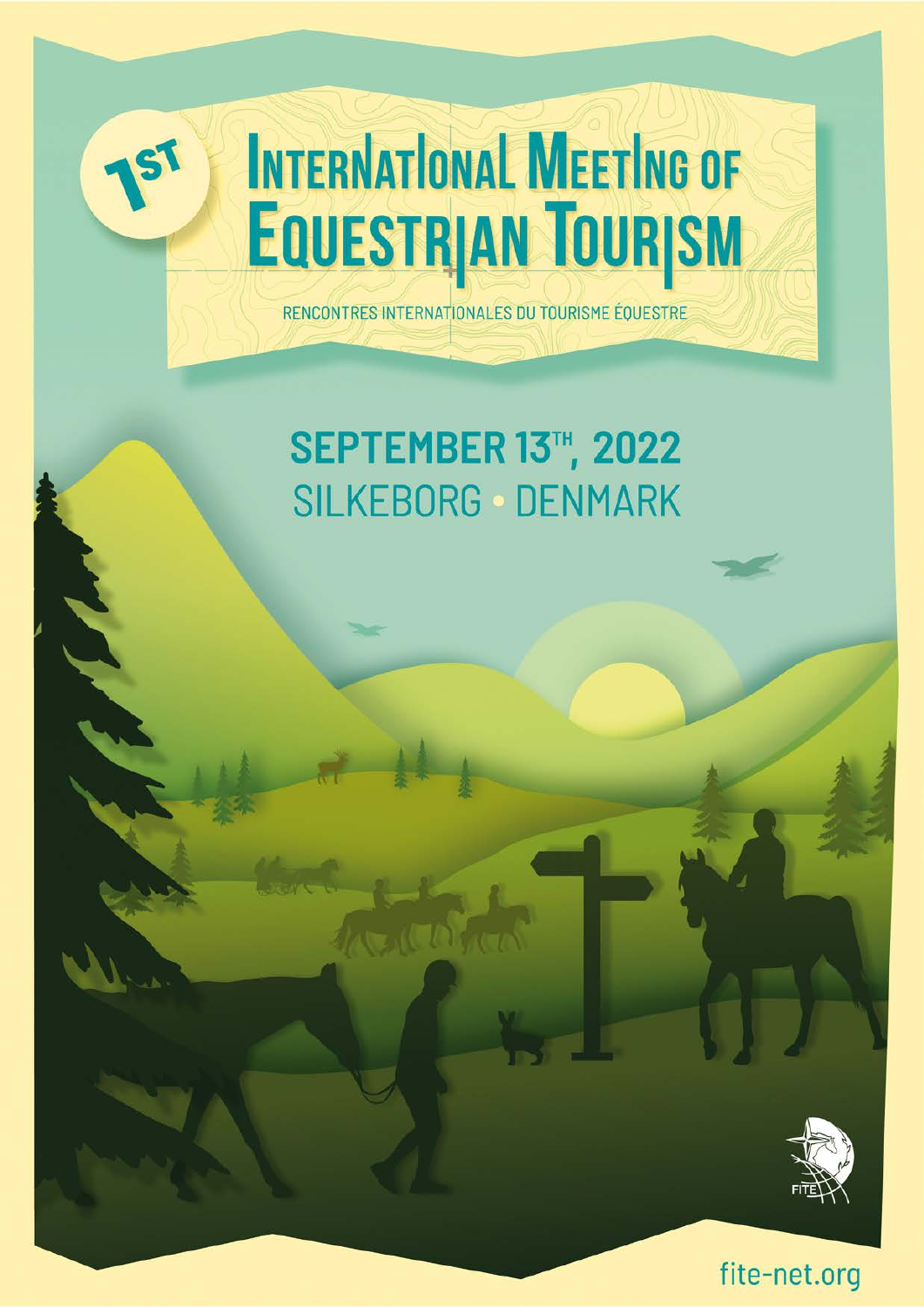1ST

# INTERNATIONAL MEETING OF EQUESTRIAN TOURISM

RENCONTRES INTERNATIONALES DU TOURISME ÉQUESTRE

## SEPTEMBER 13TH, 2022
## SILKEBORG • DENMARK

FITE

fite-net.org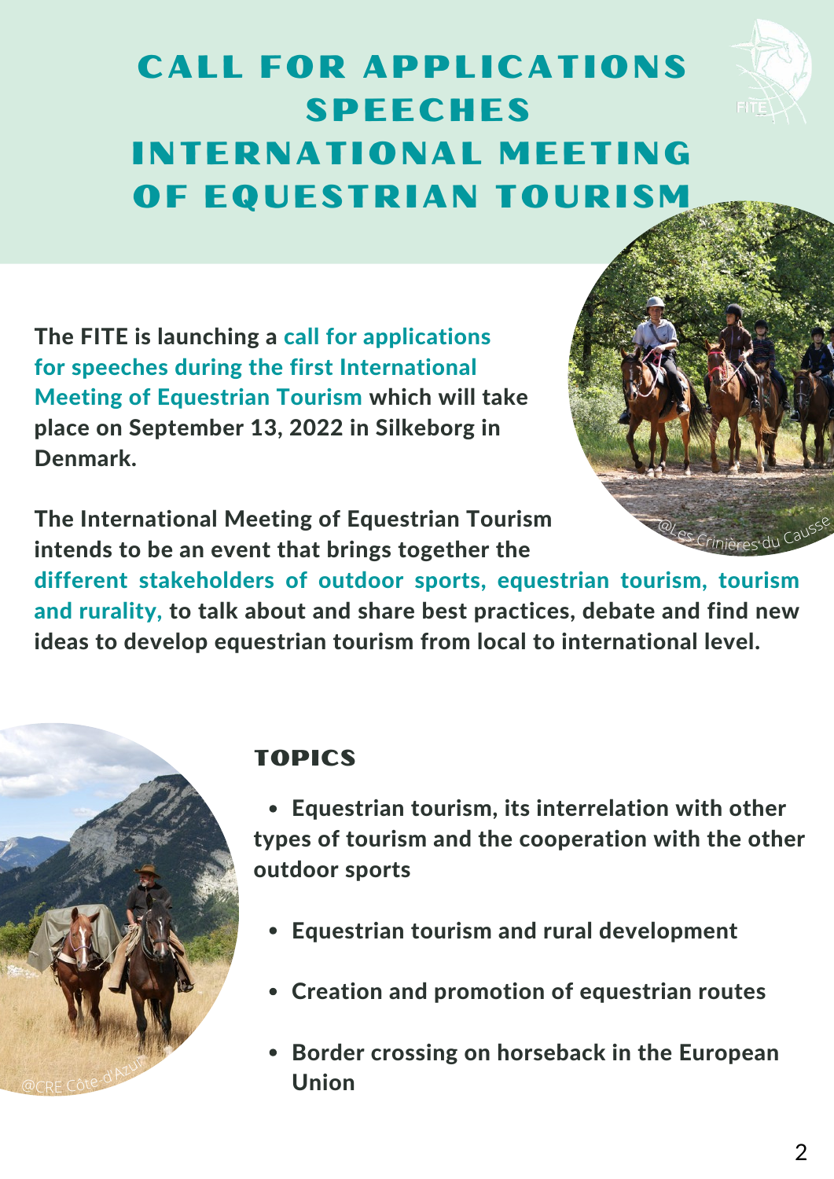# CALL FOR APPLICATIONS SPEECHES INTERNATIONAL MEETING OF EQUESTRIAN TOURISM

**The FITE is launching a call for applications for speeches during the first International Meeting of Equestrian Tourism which will take place on September 13, 2022 in Silkeborg in Denmark.**

**The International Meeting of Equestrian Tourism intends to be an event that brings together the different stakeholders of outdoor sports, equestrian tourism, tourism and rurality, to talk about and share best practices, debate and find new ideas to develop equestrian tourism from local to international level.**

@Les Crinières du Causse

## TOPICS

- **Equestrian tourism, its interrelation with other types of tourism and the cooperation with the other outdoor sports**
- **Equestrian tourism and rural development**
- **Creation and promotion of equestrian routes**
- **Border crossing on horseback in the European Union**

@CRE Côte-d'Azur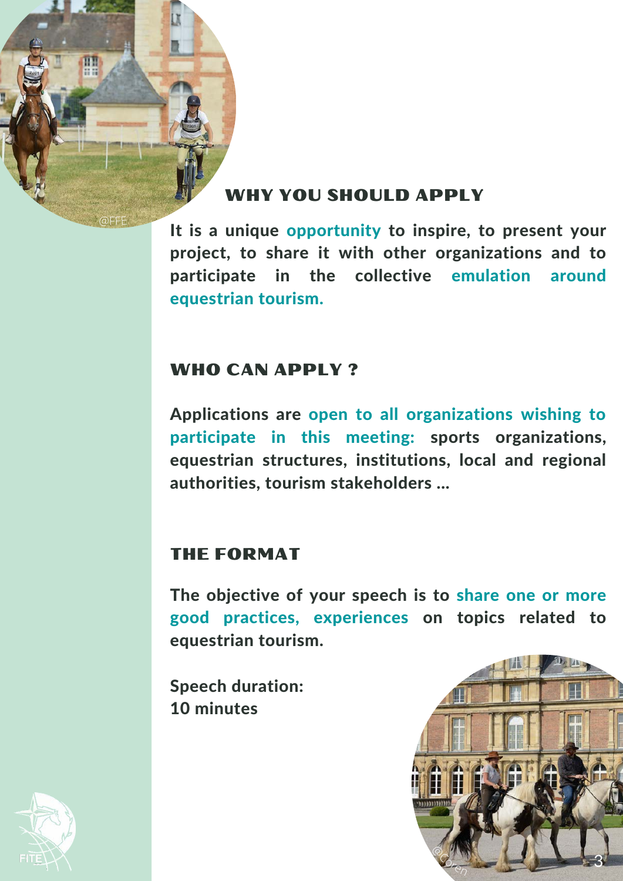## WHY YOU SHOULD APPLY

**It is a unique opportunity to inspire, to present your project, to share it with other organizations and to participate in the collective emulation around equestrian tourism.**

## WHO CAN APPLY ?

**Applications are open to all organizations wishing to participate in this meeting: sports organizations, equestrian structures, institutions, local and regional authorities, tourism stakeholders ...**

## THE FORMAT

**The objective of your speech is to share one or more good practices, experiences on topics related to equestrian tourism.**

**Speech duration:**
**10 minutes**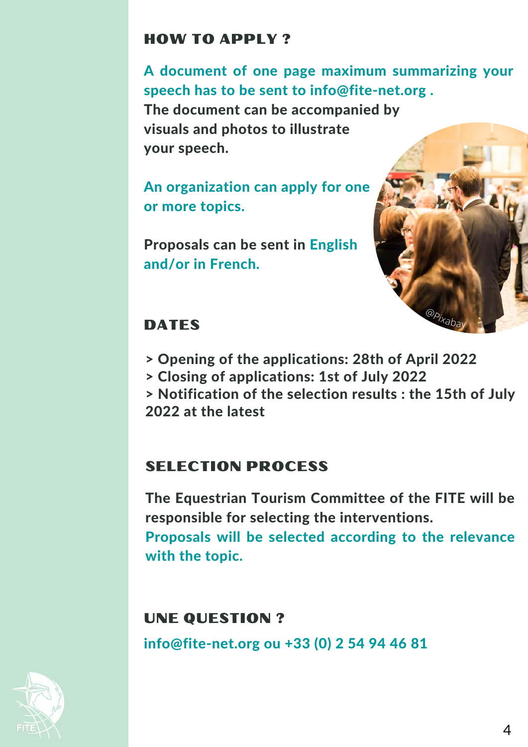## HOW TO APPLY ?

**A document of one page maximum summarizing your speech has to be sent to info@fite-net.org .**
**The document can be accompanied by visuals and photos to illustrate your speech.**

**An organization can apply for one or more topics.**

**Proposals can be sent in English and/or in French.**

@Pixabay

## DATES

**> Opening of the applications: 28th of April 2022**
**> Closing of applications: 1st of July 2022**
**> Notification of the selection results : the 15th of July 2022 at the latest**

## SELECTION PROCESS

**The Equestrian Tourism Committee of the FITE will be responsible for selecting the interventions.**
**Proposals will be selected according to the relevance with the topic.**

## UNE QUESTION ?

**info@fite-net.org ou +33 (0) 2 54 94 46 81**

FITE